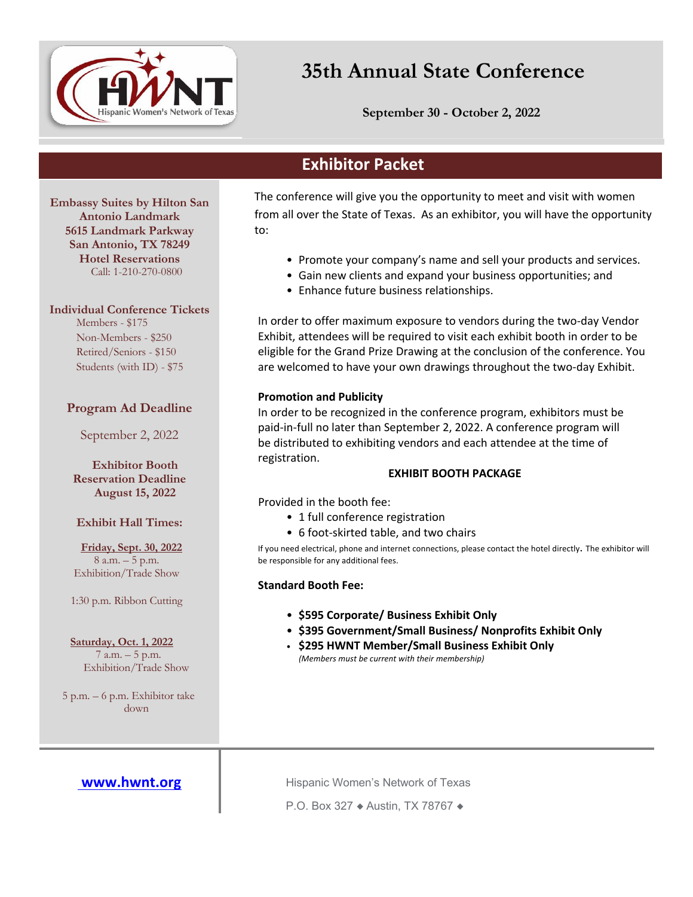# 35th Annual State Conference

**September 30 - October 2, 2022**

## Exhibitor Packet

**Embassy Suites by Hilton San Antonio Landmark**
**5615 Landmark Parkway**
**San Antonio, TX 78249**
**Hotel Reservations**
Call: 1-210-270-0800

**Individual Conference Tickets**

Members - $175
Non-Members - $250
Retired/Seniors - $150
Students (with ID) - $75

**Program Ad Deadline**

September 2, 2022

**Exhibitor Booth Reservation Deadline**
**August 15, 2022**

**Exhibit Hall Times:**

**Friday, Sept. 30, 2022**
8 a.m. – 5 p.m.
Exhibition/Trade Show

1:30 p.m. Ribbon Cutting

**Saturday, Oct. 1, 2022**
7 a.m. – 5 p.m.
Exhibition/Trade Show

5 p.m. – 6 p.m. Exhibitor take down

The conference will give you the opportunity to meet and visit with women from all over the State of Texas. As an exhibitor, you will have the opportunity to:

- Promote your company's name and sell your products and services.
- Gain new clients and expand your business opportunities; and
- Enhance future business relationships.

In order to offer maximum exposure to vendors during the two-day Vendor Exhibit, attendees will be required to visit each exhibit booth in order to be eligible for the Grand Prize Drawing at the conclusion of the conference. You are welcomed to have your own drawings throughout the two-day Exhibit.

**Promotion and Publicity**

In order to be recognized in the conference program, exhibitors must be paid-in-full no later than September 2, 2022. A conference program will be distributed to exhibiting vendors and each attendee at the time of registration.

**EXHIBIT BOOTH PACKAGE**

Provided in the booth fee:

- 1 full conference registration
- 6 foot-skirted table, and two chairs

If you need electrical, phone and internet connections, please contact the hotel directly. The exhibitor will be responsible for any additional fees.

**Standard Booth Fee:**

- **$595 Corporate/ Business Exhibit Only**
- **$395 Government/Small Business/ Nonprofits Exhibit Only**
- **$295 HWNT Member/Small Business Exhibit Only**
  *(Members must be current with their membership)*

**www.hwnt.org**

Hispanic Women's Network of Texas
P.O. Box 327 ◆ Austin, TX 78767 ◆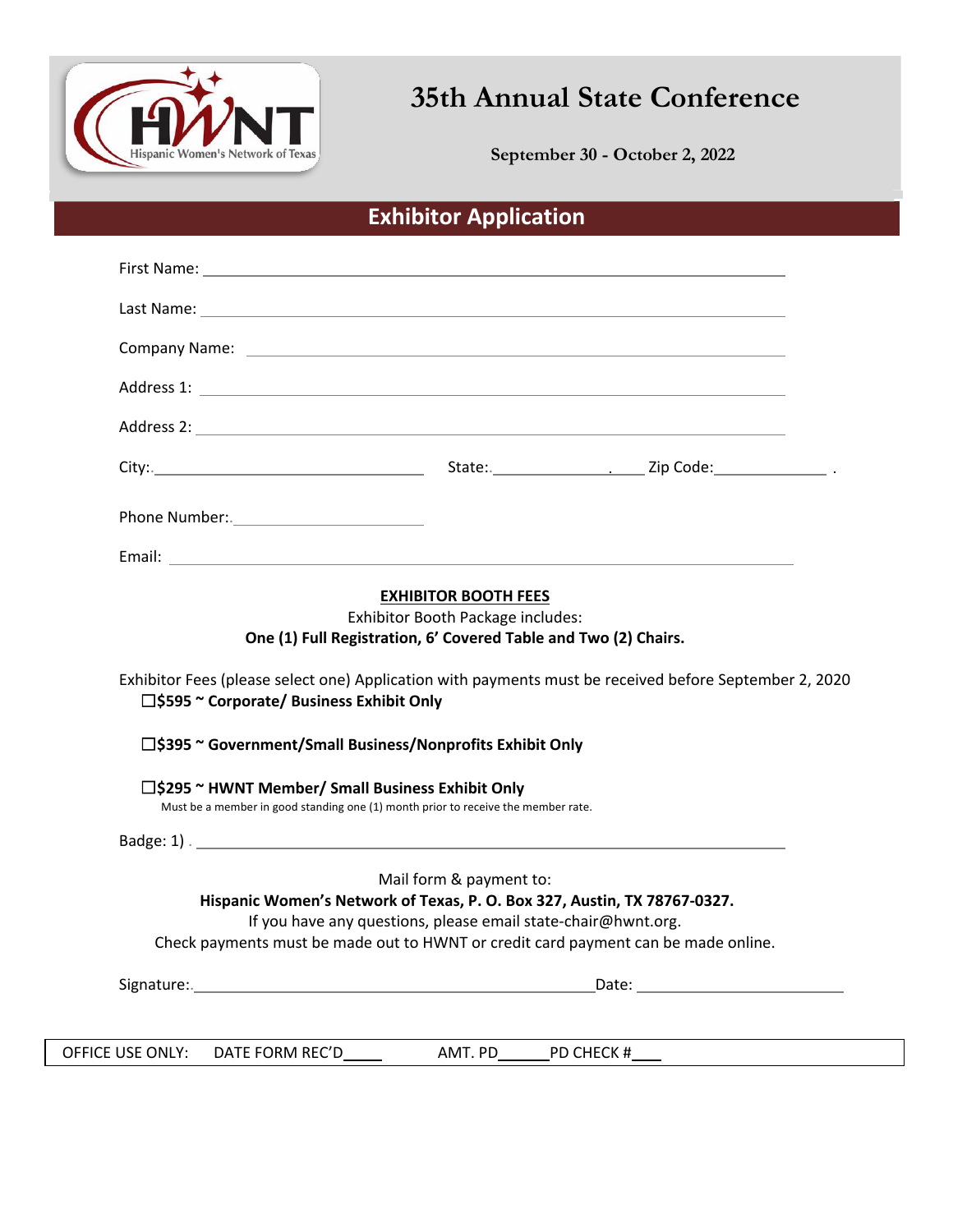# 35th Annual State Conference

**September 30 - October 2, 2022**

## Exhibitor Application

First Name: ____________________

Last Name: ____________________

Company Name: ____________________

Address 1: ____________________

Address 2: ____________________

City: ____________________ State: ____________ Zip Code: ____________

Phone Number: ____________________

Email: ____________________

**EXHIBITOR BOOTH FEES**

Exhibitor Booth Package includes:

**One (1) Full Registration, 6' Covered Table and Two (2) Chairs.**

Exhibitor Fees (please select one) Application with payments must be received before September 2, 2020

☐ **$595 ~ Corporate/ Business Exhibit Only**

☐ **$395 ~ Government/Small Business/Nonprofits Exhibit Only**

☐ **$295 ~ HWNT Member/ Small Business Exhibit Only**

Must be a member in good standing one (1) month prior to receive the member rate.

Badge: 1) ____________________

Mail form & payment to:

**Hispanic Women's Network of Texas, P. O. Box 327, Austin, TX 78767-0327.**

If you have any questions, please email state-chair@hwnt.org.

Check payments must be made out to HWNT or credit card payment can be made online.

Signature: ____________________ Date: ____________________

OFFICE USE ONLY: DATE FORM REC'D____ AMT. PD______PD CHECK #___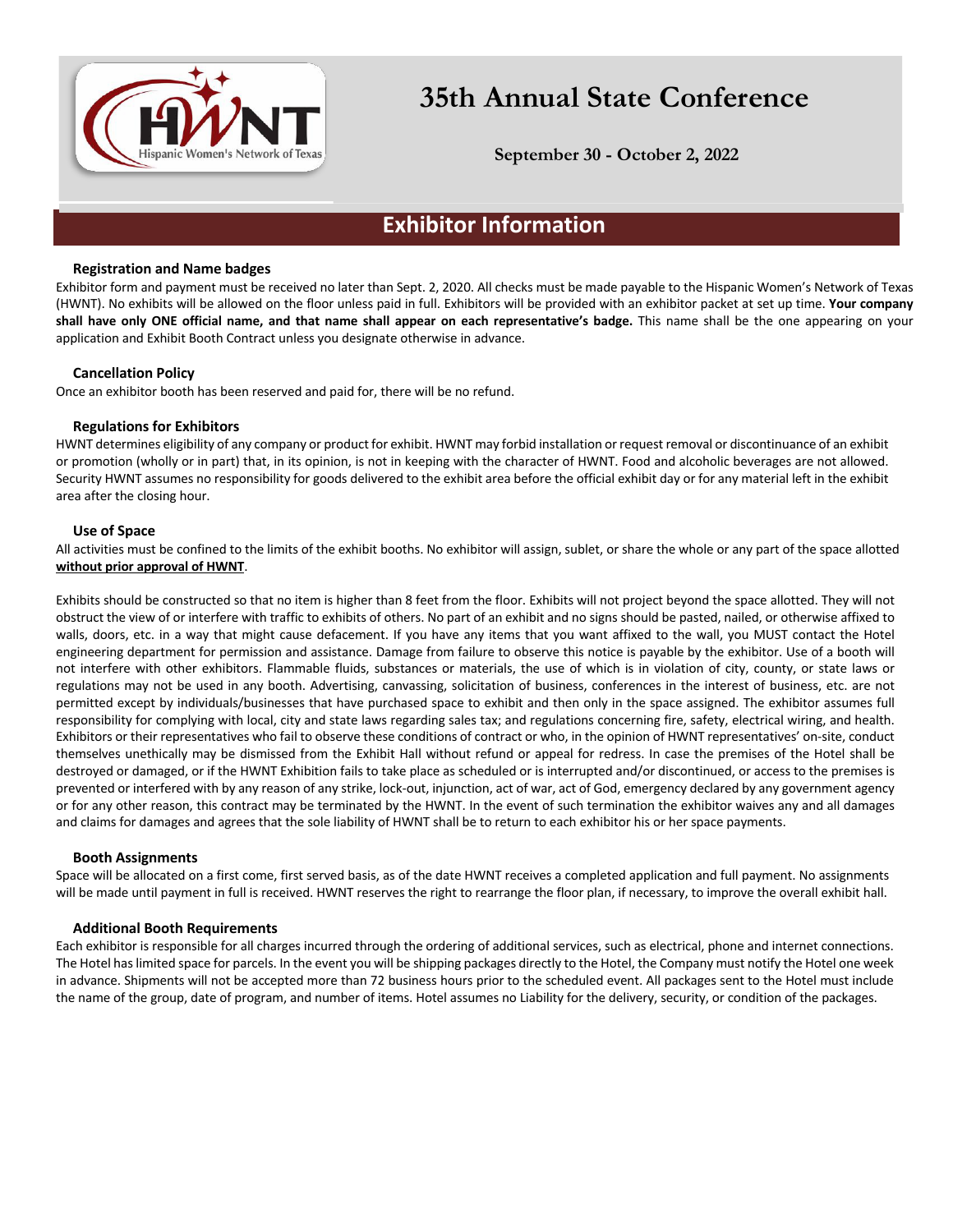# 35th Annual State Conference

**September 30 - October 2, 2022**

## Exhibitor Information

### Registration and Name badges

Exhibitor form and payment must be received no later than Sept. 2, 2020. All checks must be made payable to the Hispanic Women's Network of Texas (HWNT). No exhibits will be allowed on the floor unless paid in full. Exhibitors will be provided with an exhibitor packet at set up time. **Your company shall have only ONE official name, and that name shall appear on each representative's badge.** This name shall be the one appearing on your application and Exhibit Booth Contract unless you designate otherwise in advance.

### Cancellation Policy

Once an exhibitor booth has been reserved and paid for, there will be no refund.

### Regulations for Exhibitors

HWNT determines eligibility of any company or product for exhibit. HWNT may forbid installation or request removal or discontinuance of an exhibit or promotion (wholly or in part) that, in its opinion, is not in keeping with the character of HWNT. Food and alcoholic beverages are not allowed. Security HWNT assumes no responsibility for goods delivered to the exhibit area before the official exhibit day or for any material left in the exhibit area after the closing hour.

### Use of Space

All activities must be confined to the limits of the exhibit booths. No exhibitor will assign, sublet, or share the whole or any part of the space allotted **without prior approval of HWNT**.

Exhibits should be constructed so that no item is higher than 8 feet from the floor. Exhibits will not project beyond the space allotted. They will not obstruct the view of or interfere with traffic to exhibits of others. No part of an exhibit and no signs should be pasted, nailed, or otherwise affixed to walls, doors, etc. in a way that might cause defacement. If you have any items that you want affixed to the wall, you MUST contact the Hotel engineering department for permission and assistance. Damage from failure to observe this notice is payable by the exhibitor. Use of a booth will not interfere with other exhibitors. Flammable fluids, substances or materials, the use of which is in violation of city, county, or state laws or regulations may not be used in any booth. Advertising, canvassing, solicitation of business, conferences in the interest of business, etc. are not permitted except by individuals/businesses that have purchased space to exhibit and then only in the space assigned. The exhibitor assumes full responsibility for complying with local, city and state laws regarding sales tax; and regulations concerning fire, safety, electrical wiring, and health. Exhibitors or their representatives who fail to observe these conditions of contract or who, in the opinion of HWNT representatives' on-site, conduct themselves unethically may be dismissed from the Exhibit Hall without refund or appeal for redress. In case the premises of the Hotel shall be destroyed or damaged, or if the HWNT Exhibition fails to take place as scheduled or is interrupted and/or discontinued, or access to the premises is prevented or interfered with by any reason of any strike, lock-out, injunction, act of war, act of God, emergency declared by any government agency or for any other reason, this contract may be terminated by the HWNT. In the event of such termination the exhibitor waives any and all damages and claims for damages and agrees that the sole liability of HWNT shall be to return to each exhibitor his or her space payments.

### Booth Assignments

Space will be allocated on a first come, first served basis, as of the date HWNT receives a completed application and full payment. No assignments will be made until payment in full is received. HWNT reserves the right to rearrange the floor plan, if necessary, to improve the overall exhibit hall.

### Additional Booth Requirements

Each exhibitor is responsible for all charges incurred through the ordering of additional services, such as electrical, phone and internet connections. The Hotel has limited space for parcels. In the event you will be shipping packages directly to the Hotel, the Company must notify the Hotel one week in advance. Shipments will not be accepted more than 72 business hours prior to the scheduled event. All packages sent to the Hotel must include the name of the group, date of program, and number of items. Hotel assumes no Liability for the delivery, security, or condition of the packages.